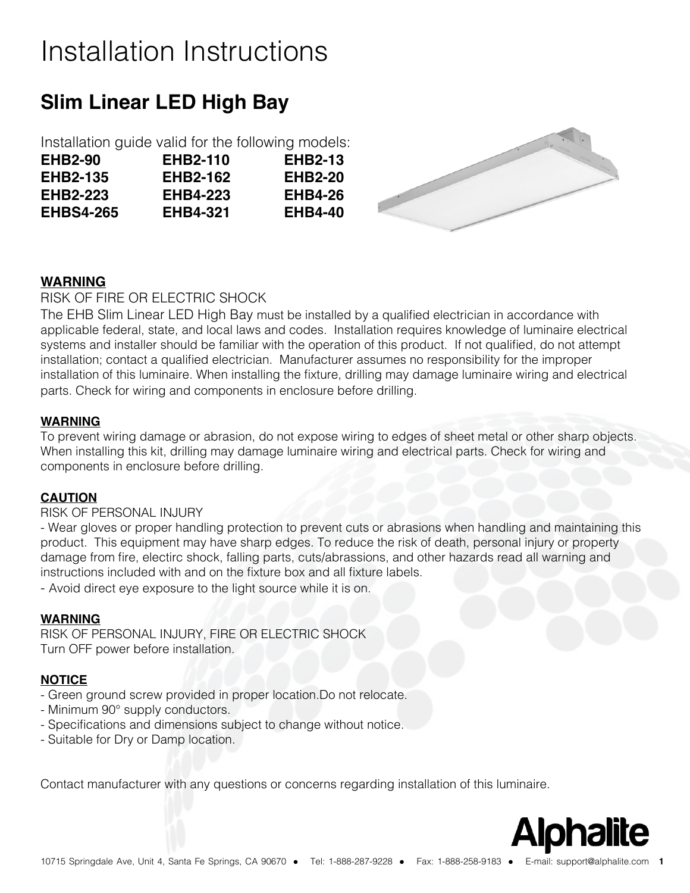# Installation Instructions

## Slim Linear LED High Bay

Installation guide valid for the following models:

| | | |
|---|---|---|
| **EHB2-90** | **EHB2-110** | **EHB2-13** |
| **EHB2-135** | **EHB2-162** | **EHB2-20** |
| **EHB2-223** | **EHB4-223** | **EHB4-26** |
| **EHBS4-265** | **EHB4-321** | **EHB4-40** |

**WARNING**

RISK OF FIRE OR ELECTRIC SHOCK

The EHB Slim Linear LED High Bay must be installed by a qualified electrician in accordance with applicable federal, state, and local laws and codes. Installation requires knowledge of luminaire electrical systems and installer should be familiar with the operation of this product. If not qualified, do not attempt installation; contact a qualified electrician. Manufacturer assumes no responsibility for the improper installation of this luminaire. When installing the fixture, drilling may damage luminaire wiring and electrical parts. Check for wiring and components in enclosure before drilling.

**WARNING**

To prevent wiring damage or abrasion, do not expose wiring to edges of sheet metal or other sharp objects. When installing this kit, drilling may damage luminaire wiring and electrical parts. Check for wiring and components in enclosure before drilling.

**CAUTION**

RISK OF PERSONAL INJURY

- Wear gloves or proper handling protection to prevent cuts or abrasions when handling and maintaining this product. This equipment may have sharp edges. To reduce the risk of death, personal injury or property damage from fire, electirc shock, falling parts, cuts/abrassions, and other hazards read all warning and instructions included with and on the fixture box and all fixture labels.
- Avoid direct eye exposure to the light source while it is on.

**WARNING**

RISK OF PERSONAL INJURY, FIRE OR ELECTRIC SHOCK

Turn OFF power before installation.

**NOTICE**

- Green ground screw provided in proper location.Do not relocate.
- Minimum 90° supply conductors.
- Specifications and dimensions subject to change without notice.
- Suitable for Dry or Damp location.

Contact manufacturer with any questions or concerns regarding installation of this luminaire.

**Alphalite**

10715 Springdale Ave, Unit 4, Santa Fe Springs, CA 90670 • Tel: 1-888-287-9228 • Fax: 1-888-258-9183 • E-mail: support@alphalite.com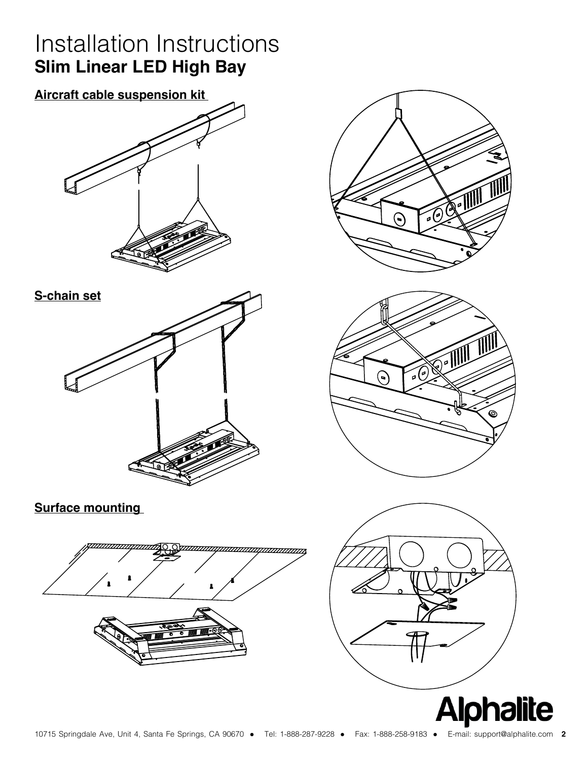# Installation Instructions

## Slim Linear LED High Bay

**Aircraft cable suspension kit**

**S-chain set**

**Surface mounting**

Alphalite

10715 Springdale Ave, Unit 4, Santa Fe Springs, CA 90670 ● Tel: 1-888-287-9228 ● Fax: 1-888-258-9183 ● E-mail: support@alphalite.com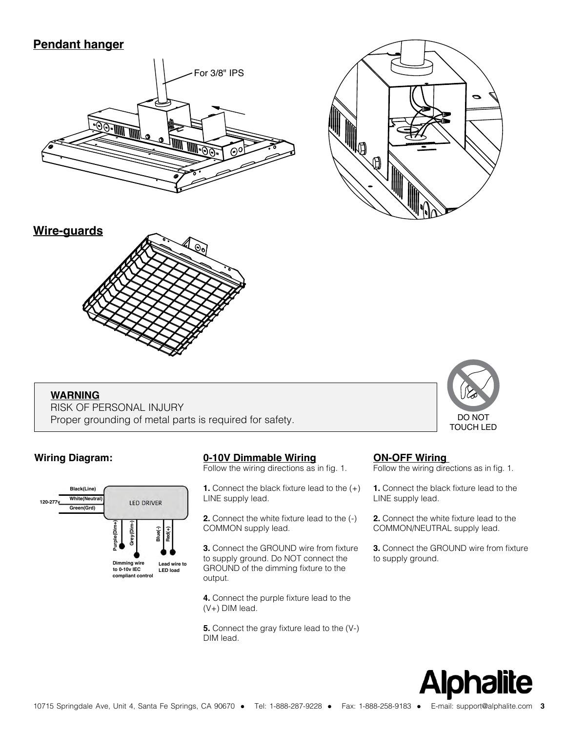## Pendant hanger

For 3/8" IPS

## Wire-guards

**WARNING**
RISK OF PERSONAL INJURY
Proper grounding of metal parts is required for safety.

DO NOT TOUCH LED

### Wiring Diagram:

Black(Line)
120-277v
White(Neutral)
Green(Grd)
LED DRIVER
Purple(Dim+)
Grey(Dim-)
Blue(-)
Red(+)
Dimming wire to 0-10v IEC compliant control
Lead wire to LED load

### 0-10V Dimmable Wiring

Follow the wiring directions as in fig. 1.

**1.** Connect the black fixture lead to the (+) LINE supply lead.

**2.** Connect the white fixture lead to the (-) COMMON supply lead.

**3.** Connect the GROUND wire from fixture to supply ground. Do NOT connect the GROUND of the dimming fixture to the output.

**4.** Connect the purple fixture lead to the (V+) DIM lead.

**5.** Connect the gray fixture lead to the (V-) DIM lead.

### ON-OFF Wiring

Follow the wiring directions as in fig. 1.

**1.** Connect the black fixture lead to the LINE supply lead.

**2.** Connect the white fixture lead to the COMMON/NEUTRAL supply lead.

**3.** Connect the GROUND wire from fixture to supply ground.

Alphalite

10715 Springdale Ave, Unit 4, Santa Fe Springs, CA 90670 ● Tel: 1-888-287-9228 ● Fax: 1-888-258-9183 ● E-mail: support@alphalite.com